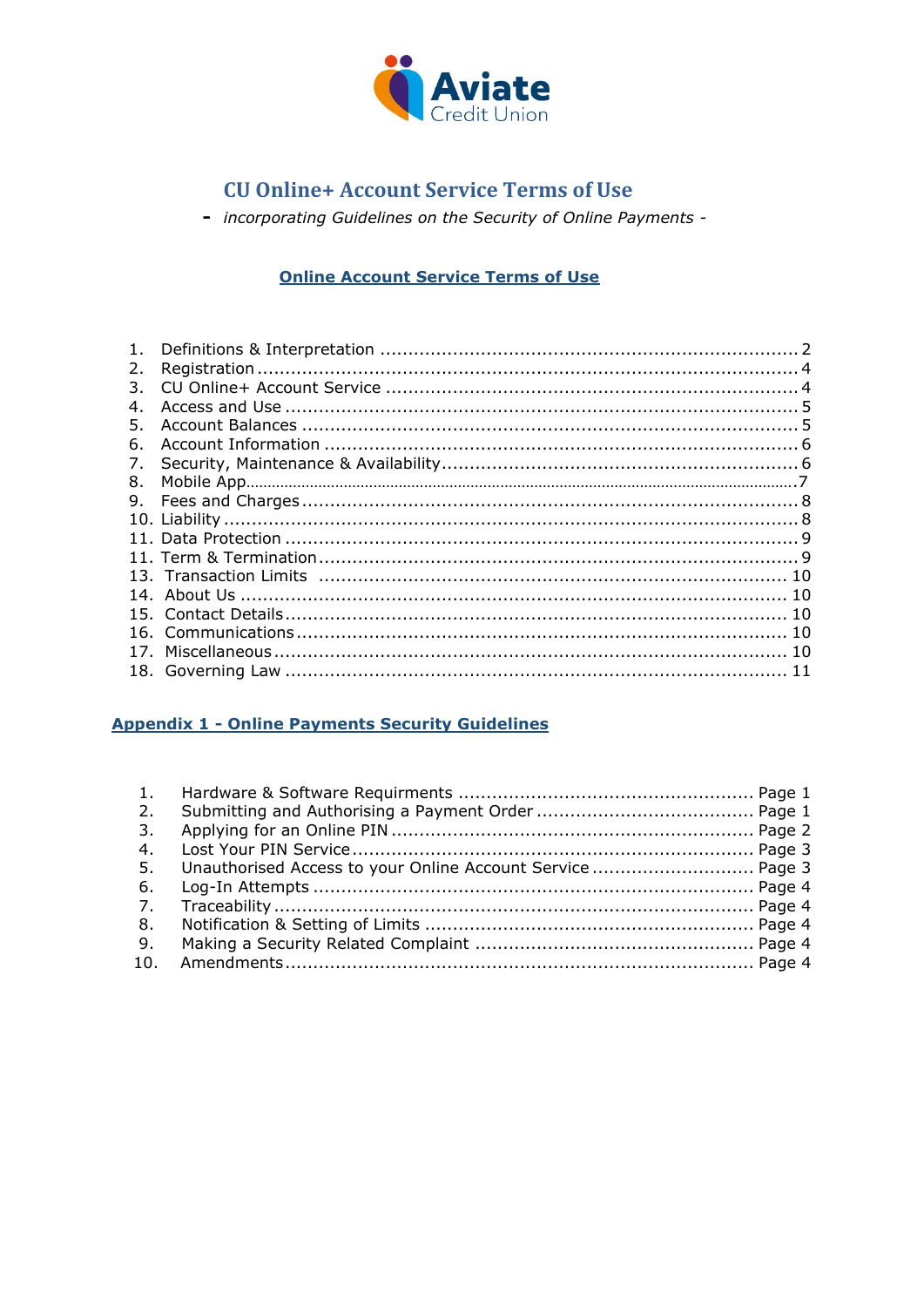Aviate
Credit Union

# CU Online+ Account Service Terms of Use

**-** *incorporating Guidelines on the Security of Online Payments -*

## Online Account Service Terms of Use

1. Definitions & Interpretation .......... 2
2. Registration .......... 4
3. CU Online+ Account Service .......... 4
4. Access and Use .......... 5
5. Account Balances .......... 5
6. Account Information .......... 6
7. Security, Maintenance & Availability .......... 6
8. Mobile App .......... 7
9. Fees and Charges .......... 8
10. Liability .......... 8
11. Data Protection .......... 9
11. Term & Termination .......... 9
13. Transaction Limits .......... 10
14. About Us .......... 10
15. Contact Details .......... 10
16. Communications .......... 10
17. Miscellaneous .......... 10
18. Governing Law .......... 11

## Appendix 1 - Online Payments Security Guidelines

1. Hardware & Software Requirments .......... Page 1
2. Submitting and Authorising a Payment Order .......... Page 1
3. Applying for an Online PIN .......... Page 2
4. Lost Your PIN Service .......... Page 3
5. Unauthorised Access to your Online Account Service .......... Page 3
6. Log-In Attempts .......... Page 4
7. Traceability .......... Page 4
8. Notification & Setting of Limits .......... Page 4
9. Making a Security Related Complaint .......... Page 4
10. Amendments .......... Page 4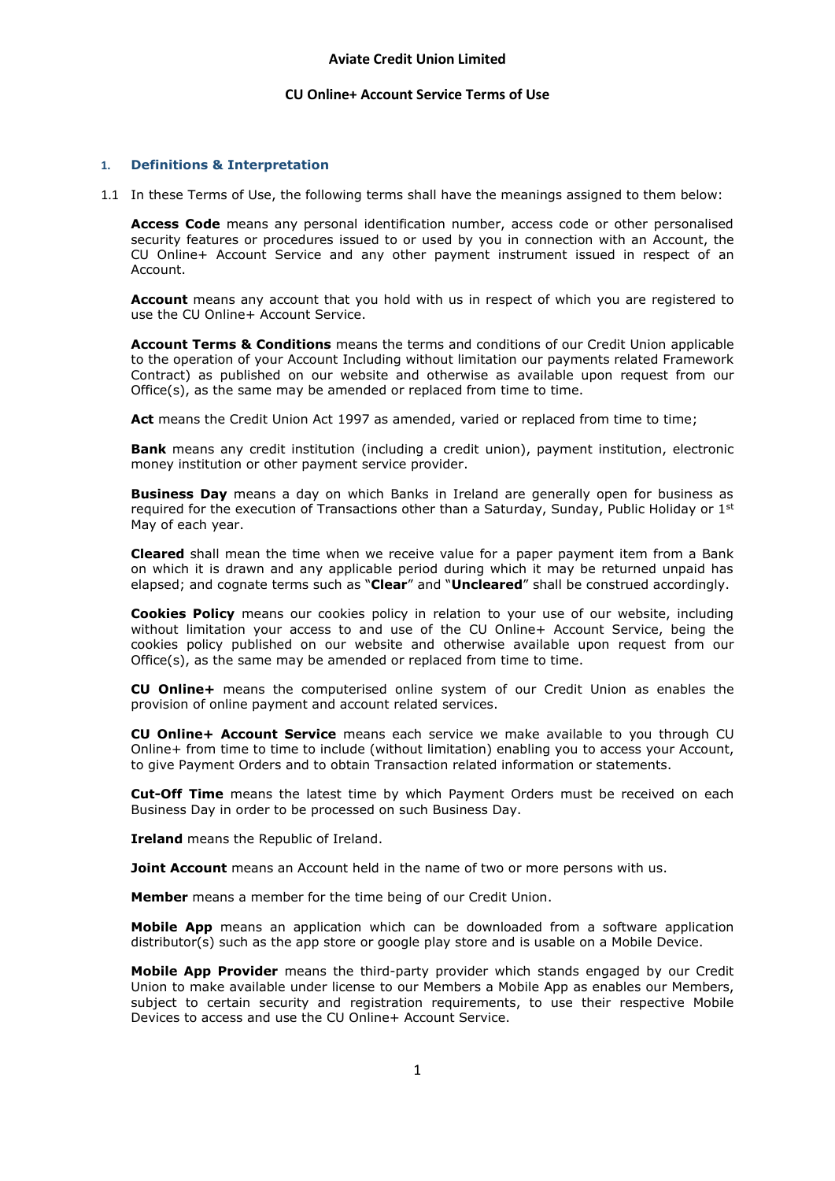**Aviate Credit Union Limited**

**CU Online+ Account Service Terms of Use**

## 1. Definitions & Interpretation

1.1 In these Terms of Use, the following terms shall have the meanings assigned to them below:

**Access Code** means any personal identification number, access code or other personalised security features or procedures issued to or used by you in connection with an Account, the CU Online+ Account Service and any other payment instrument issued in respect of an Account.

**Account** means any account that you hold with us in respect of which you are registered to use the CU Online+ Account Service.

**Account Terms & Conditions** means the terms and conditions of our Credit Union applicable to the operation of your Account Including without limitation our payments related Framework Contract) as published on our website and otherwise as available upon request from our Office(s), as the same may be amended or replaced from time to time.

**Act** means the Credit Union Act 1997 as amended, varied or replaced from time to time;

**Bank** means any credit institution (including a credit union), payment institution, electronic money institution or other payment service provider.

**Business Day** means a day on which Banks in Ireland are generally open for business as required for the execution of Transactions other than a Saturday, Sunday, Public Holiday or 1st May of each year.

**Cleared** shall mean the time when we receive value for a paper payment item from a Bank on which it is drawn and any applicable period during which it may be returned unpaid has elapsed; and cognate terms such as "**Clear**" and "**Uncleared**" shall be construed accordingly.

**Cookies Policy** means our cookies policy in relation to your use of our website, including without limitation your access to and use of the CU Online+ Account Service, being the cookies policy published on our website and otherwise available upon request from our Office(s), as the same may be amended or replaced from time to time.

**CU Online+** means the computerised online system of our Credit Union as enables the provision of online payment and account related services.

**CU Online+ Account Service** means each service we make available to you through CU Online+ from time to time to include (without limitation) enabling you to access your Account, to give Payment Orders and to obtain Transaction related information or statements.

**Cut-Off Time** means the latest time by which Payment Orders must be received on each Business Day in order to be processed on such Business Day.

**Ireland** means the Republic of Ireland.

**Joint Account** means an Account held in the name of two or more persons with us.

**Member** means a member for the time being of our Credit Union.

**Mobile App** means an application which can be downloaded from a software application distributor(s) such as the app store or google play store and is usable on a Mobile Device.

**Mobile App Provider** means the third-party provider which stands engaged by our Credit Union to make available under license to our Members a Mobile App as enables our Members, subject to certain security and registration requirements, to use their respective Mobile Devices to access and use the CU Online+ Account Service.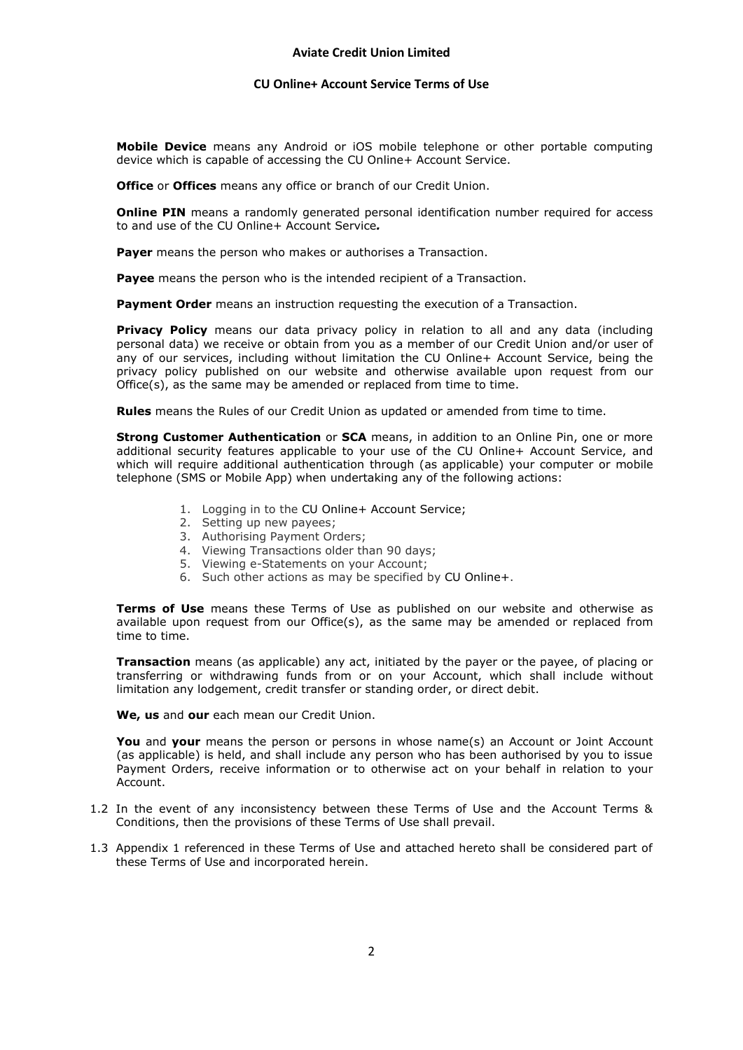**Mobile Device** means any Android or iOS mobile telephone or other portable computing device which is capable of accessing the CU Online+ Account Service.

**Office** or **Offices** means any office or branch of our Credit Union.

**Online PIN** means a randomly generated personal identification number required for access to and use of the CU Online+ Account Service*.*

**Payer** means the person who makes or authorises a Transaction.

**Payee** means the person who is the intended recipient of a Transaction.

**Payment Order** means an instruction requesting the execution of a Transaction.

**Privacy Policy** means our data privacy policy in relation to all and any data (including personal data) we receive or obtain from you as a member of our Credit Union and/or user of any of our services, including without limitation the CU Online+ Account Service, being the privacy policy published on our website and otherwise available upon request from our Office(s), as the same may be amended or replaced from time to time.

**Rules** means the Rules of our Credit Union as updated or amended from time to time.

**Strong Customer Authentication** or **SCA** means, in addition to an Online Pin, one or more additional security features applicable to your use of the CU Online+ Account Service, and which will require additional authentication through (as applicable) your computer or mobile telephone (SMS or Mobile App) when undertaking any of the following actions:

1. Logging in to the CU Online+ Account Service;
2. Setting up new payees;
3. Authorising Payment Orders;
4. Viewing Transactions older than 90 days;
5. Viewing e-Statements on your Account;
6. Such other actions as may be specified by CU Online+.

**Terms of Use** means these Terms of Use as published on our website and otherwise as available upon request from our Office(s), as the same may be amended or replaced from time to time.

**Transaction** means (as applicable) any act, initiated by the payer or the payee, of placing or transferring or withdrawing funds from or on your Account, which shall include without limitation any lodgement, credit transfer or standing order, or direct debit.

**We, us** and **our** each mean our Credit Union.

**You** and **your** means the person or persons in whose name(s) an Account or Joint Account (as applicable) is held, and shall include any person who has been authorised by you to issue Payment Orders, receive information or to otherwise act on your behalf in relation to your Account.

1.2 In the event of any inconsistency between these Terms of Use and the Account Terms & Conditions, then the provisions of these Terms of Use shall prevail.

1.3 Appendix 1 referenced in these Terms of Use and attached hereto shall be considered part of these Terms of Use and incorporated herein.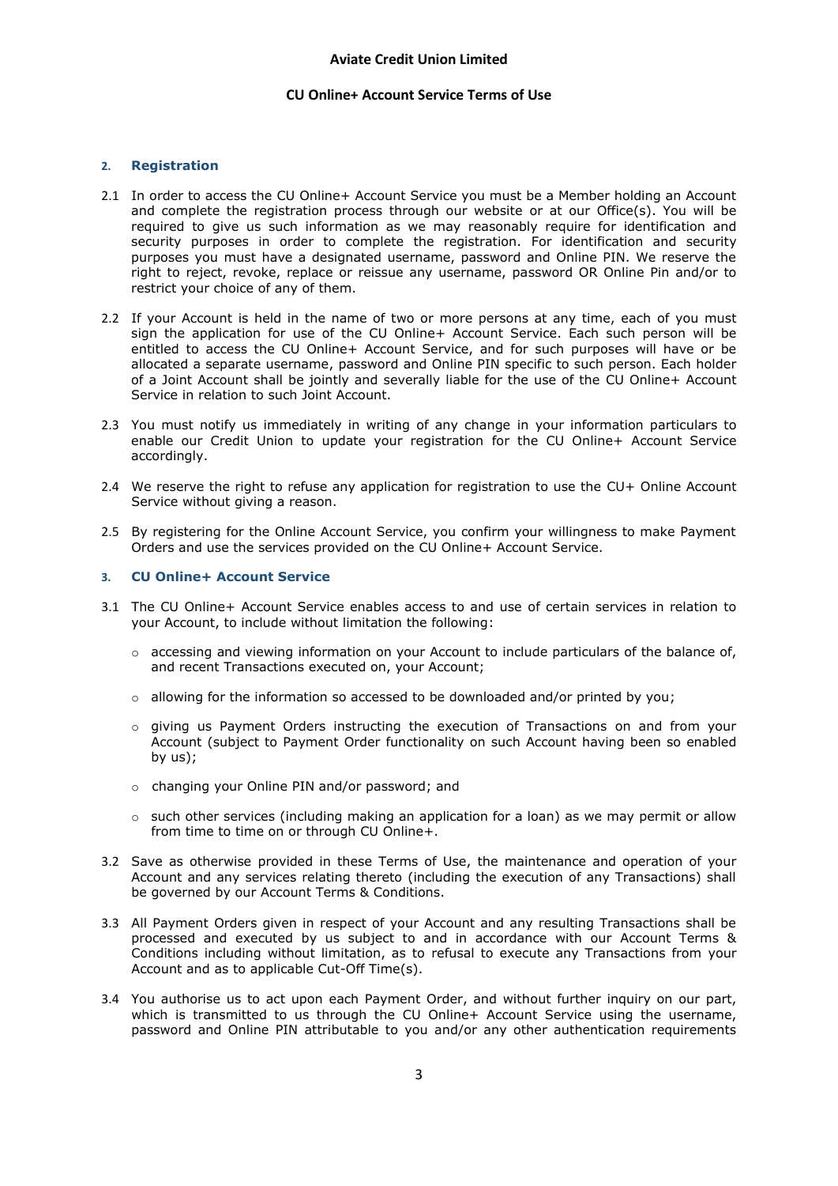## 2. Registration

2.1 In order to access the CU Online+ Account Service you must be a Member holding an Account and complete the registration process through our website or at our Office(s). You will be required to give us such information as we may reasonably require for identification and security purposes in order to complete the registration. For identification and security purposes you must have a designated username, password and Online PIN. We reserve the right to reject, revoke, replace or reissue any username, password OR Online Pin and/or to restrict your choice of any of them.

2.2 If your Account is held in the name of two or more persons at any time, each of you must sign the application for use of the CU Online+ Account Service. Each such person will be entitled to access the CU Online+ Account Service, and for such purposes will have or be allocated a separate username, password and Online PIN specific to such person. Each holder of a Joint Account shall be jointly and severally liable for the use of the CU Online+ Account Service in relation to such Joint Account.

2.3 You must notify us immediately in writing of any change in your information particulars to enable our Credit Union to update your registration for the CU Online+ Account Service accordingly.

2.4 We reserve the right to refuse any application for registration to use the CU+ Online Account Service without giving a reason.

2.5 By registering for the Online Account Service, you confirm your willingness to make Payment Orders and use the services provided on the CU Online+ Account Service.

## 3. CU Online+ Account Service

3.1 The CU Online+ Account Service enables access to and use of certain services in relation to your Account, to include without limitation the following:

- accessing and viewing information on your Account to include particulars of the balance of, and recent Transactions executed on, your Account;
- allowing for the information so accessed to be downloaded and/or printed by you;
- giving us Payment Orders instructing the execution of Transactions on and from your Account (subject to Payment Order functionality on such Account having been so enabled by us);
- changing your Online PIN and/or password; and
- such other services (including making an application for a loan) as we may permit or allow from time to time on or through CU Online+.

3.2 Save as otherwise provided in these Terms of Use, the maintenance and operation of your Account and any services relating thereto (including the execution of any Transactions) shall be governed by our Account Terms & Conditions.

3.3 All Payment Orders given in respect of your Account and any resulting Transactions shall be processed and executed by us subject to and in accordance with our Account Terms & Conditions including without limitation, as to refusal to execute any Transactions from your Account and as to applicable Cut-Off Time(s).

3.4 You authorise us to act upon each Payment Order, and without further inquiry on our part, which is transmitted to us through the CU Online+ Account Service using the username, password and Online PIN attributable to you and/or any other authentication requirements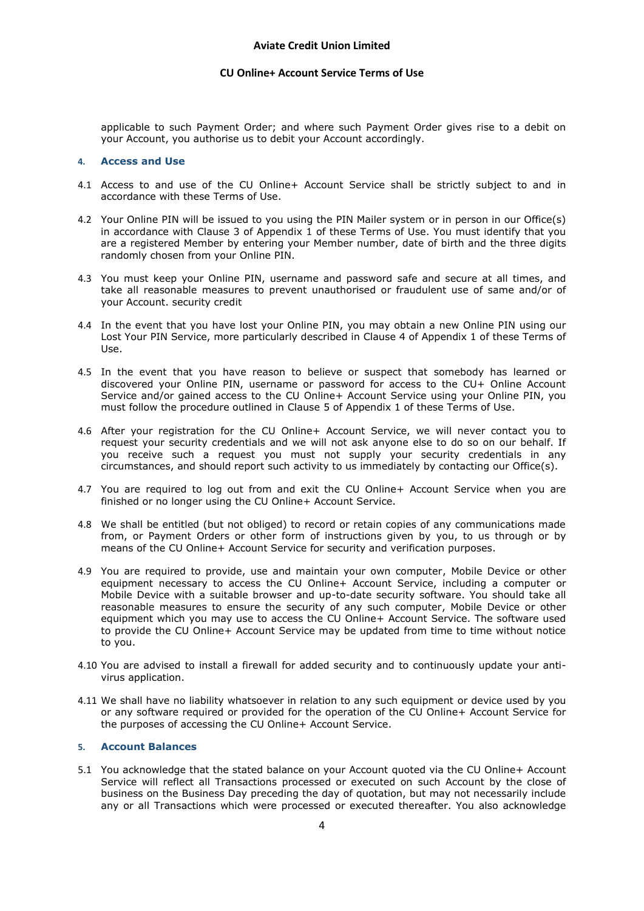applicable to such Payment Order; and where such Payment Order gives rise to a debit on your Account, you authorise us to debit your Account accordingly.

## 4. Access and Use

4.1 Access to and use of the CU Online+ Account Service shall be strictly subject to and in accordance with these Terms of Use.

4.2 Your Online PIN will be issued to you using the PIN Mailer system or in person in our Office(s) in accordance with Clause 3 of Appendix 1 of these Terms of Use. You must identify that you are a registered Member by entering your Member number, date of birth and the three digits randomly chosen from your Online PIN.

4.3 You must keep your Online PIN, username and password safe and secure at all times, and take all reasonable measures to prevent unauthorised or fraudulent use of same and/or of your Account. security credit

4.4 In the event that you have lost your Online PIN, you may obtain a new Online PIN using our Lost Your PIN Service, more particularly described in Clause 4 of Appendix 1 of these Terms of Use.

4.5 In the event that you have reason to believe or suspect that somebody has learned or discovered your Online PIN, username or password for access to the CU+ Online Account Service and/or gained access to the CU Online+ Account Service using your Online PIN, you must follow the procedure outlined in Clause 5 of Appendix 1 of these Terms of Use.

4.6 After your registration for the CU Online+ Account Service, we will never contact you to request your security credentials and we will not ask anyone else to do so on our behalf. If you receive such a request you must not supply your security credentials in any circumstances, and should report such activity to us immediately by contacting our Office(s).

4.7 You are required to log out from and exit the CU Online+ Account Service when you are finished or no longer using the CU Online+ Account Service.

4.8 We shall be entitled (but not obliged) to record or retain copies of any communications made from, or Payment Orders or other form of instructions given by you, to us through or by means of the CU Online+ Account Service for security and verification purposes.

4.9 You are required to provide, use and maintain your own computer, Mobile Device or other equipment necessary to access the CU Online+ Account Service, including a computer or Mobile Device with a suitable browser and up-to-date security software. You should take all reasonable measures to ensure the security of any such computer, Mobile Device or other equipment which you may use to access the CU Online+ Account Service. The software used to provide the CU Online+ Account Service may be updated from time to time without notice to you.

4.10 You are advised to install a firewall for added security and to continuously update your anti-virus application.

4.11 We shall have no liability whatsoever in relation to any such equipment or device used by you or any software required or provided for the operation of the CU Online+ Account Service for the purposes of accessing the CU Online+ Account Service.

## 5. Account Balances

5.1 You acknowledge that the stated balance on your Account quoted via the CU Online+ Account Service will reflect all Transactions processed or executed on such Account by the close of business on the Business Day preceding the day of quotation, but may not necessarily include any or all Transactions which were processed or executed thereafter. You also acknowledge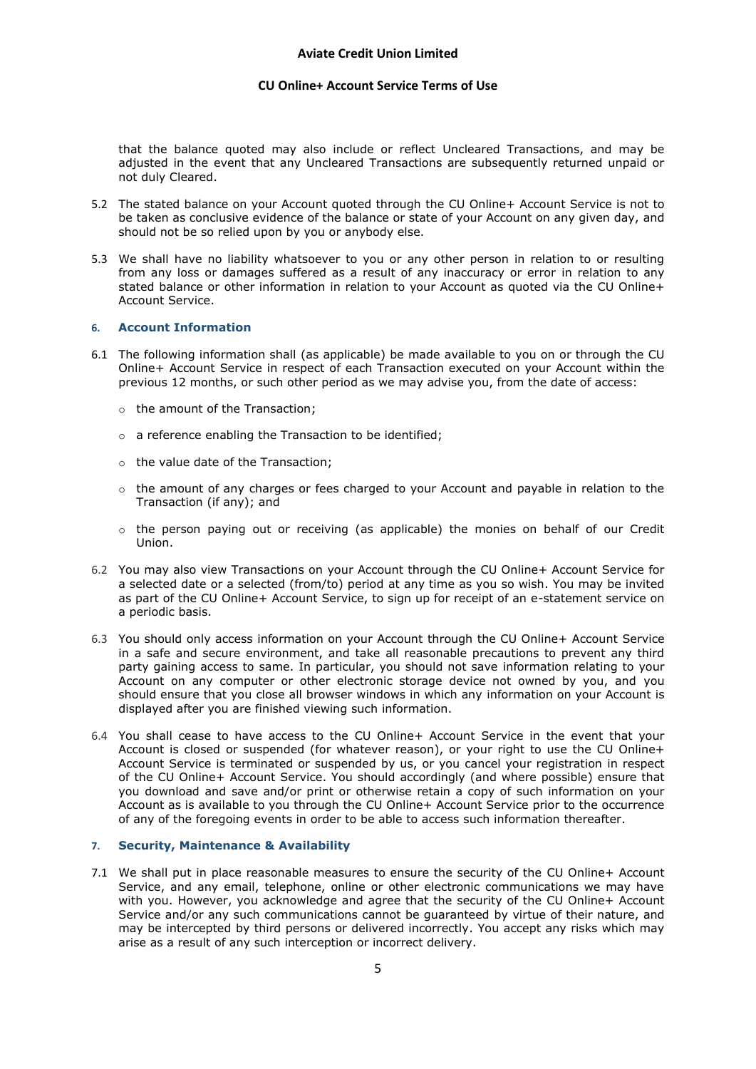that the balance quoted may also include or reflect Uncleared Transactions, and may be adjusted in the event that any Uncleared Transactions are subsequently returned unpaid or not duly Cleared.

5.2 The stated balance on your Account quoted through the CU Online+ Account Service is not to be taken as conclusive evidence of the balance or state of your Account on any given day, and should not be so relied upon by you or anybody else.

5.3 We shall have no liability whatsoever to you or any other person in relation to or resulting from any loss or damages suffered as a result of any inaccuracy or error in relation to any stated balance or other information in relation to your Account as quoted via the CU Online+ Account Service.

## 6. Account Information

6.1 The following information shall (as applicable) be made available to you on or through the CU Online+ Account Service in respect of each Transaction executed on your Account within the previous 12 months, or such other period as we may advise you, from the date of access:

- the amount of the Transaction;
- a reference enabling the Transaction to be identified;
- the value date of the Transaction;
- the amount of any charges or fees charged to your Account and payable in relation to the Transaction (if any); and
- the person paying out or receiving (as applicable) the monies on behalf of our Credit Union.

6.2 You may also view Transactions on your Account through the CU Online+ Account Service for a selected date or a selected (from/to) period at any time as you so wish. You may be invited as part of the CU Online+ Account Service, to sign up for receipt of an e-statement service on a periodic basis.

6.3 You should only access information on your Account through the CU Online+ Account Service in a safe and secure environment, and take all reasonable precautions to prevent any third party gaining access to same. In particular, you should not save information relating to your Account on any computer or other electronic storage device not owned by you, and you should ensure that you close all browser windows in which any information on your Account is displayed after you are finished viewing such information.

6.4 You shall cease to have access to the CU Online+ Account Service in the event that your Account is closed or suspended (for whatever reason), or your right to use the CU Online+ Account Service is terminated or suspended by us, or you cancel your registration in respect of the CU Online+ Account Service. You should accordingly (and where possible) ensure that you download and save and/or print or otherwise retain a copy of such information on your Account as is available to you through the CU Online+ Account Service prior to the occurrence of any of the foregoing events in order to be able to access such information thereafter.

## 7. Security, Maintenance & Availability

7.1 We shall put in place reasonable measures to ensure the security of the CU Online+ Account Service, and any email, telephone, online or other electronic communications we may have with you. However, you acknowledge and agree that the security of the CU Online+ Account Service and/or any such communications cannot be guaranteed by virtue of their nature, and may be intercepted by third persons or delivered incorrectly. You accept any risks which may arise as a result of any such interception or incorrect delivery.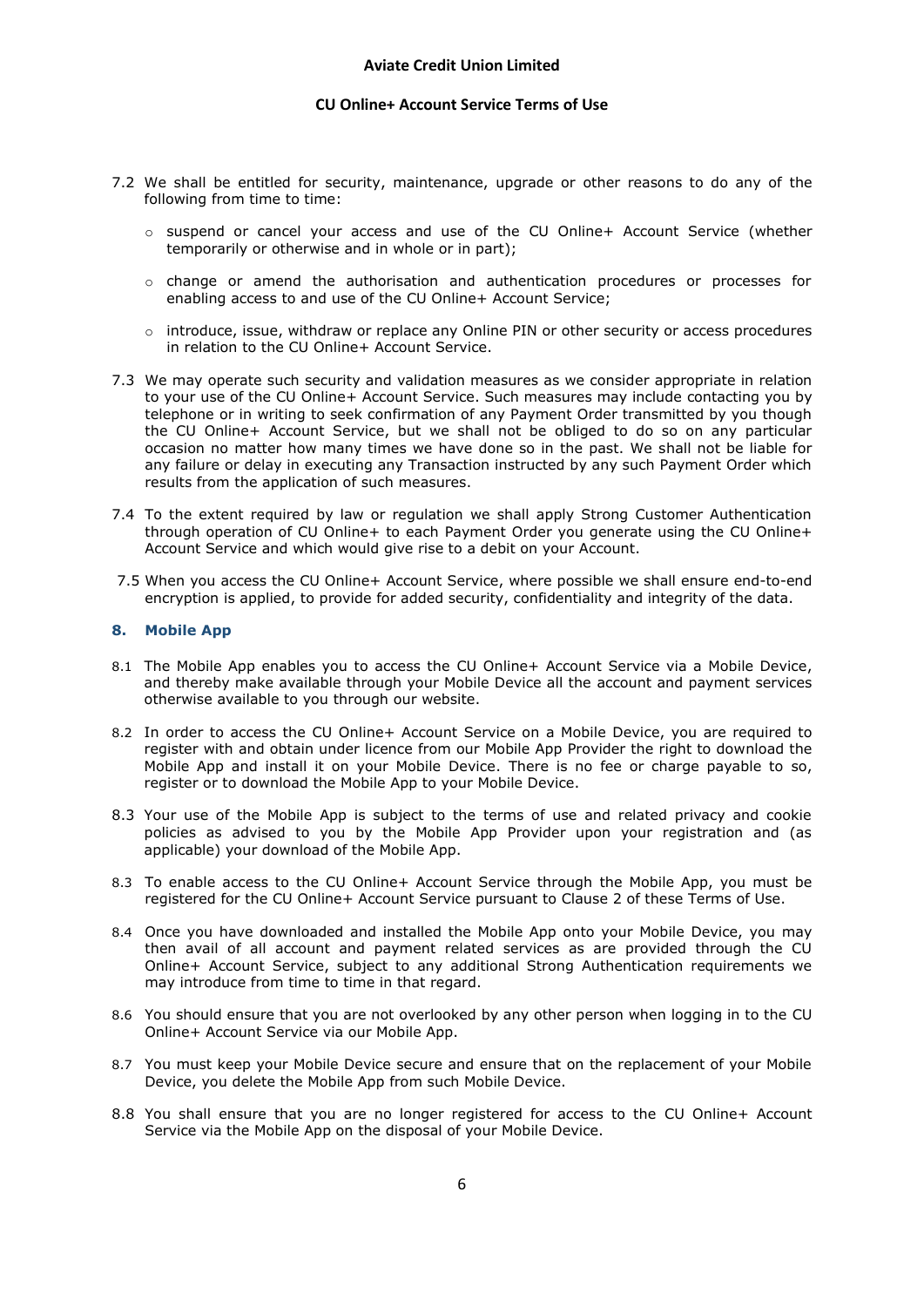7.2 We shall be entitled for security, maintenance, upgrade or other reasons to do any of the following from time to time:

- suspend or cancel your access and use of the CU Online+ Account Service (whether temporarily or otherwise and in whole or in part);
- change or amend the authorisation and authentication procedures or processes for enabling access to and use of the CU Online+ Account Service;
- introduce, issue, withdraw or replace any Online PIN or other security or access procedures in relation to the CU Online+ Account Service.

7.3 We may operate such security and validation measures as we consider appropriate in relation to your use of the CU Online+ Account Service. Such measures may include contacting you by telephone or in writing to seek confirmation of any Payment Order transmitted by you though the CU Online+ Account Service, but we shall not be obliged to do so on any particular occasion no matter how many times we have done so in the past. We shall not be liable for any failure or delay in executing any Transaction instructed by any such Payment Order which results from the application of such measures.

7.4 To the extent required by law or regulation we shall apply Strong Customer Authentication through operation of CU Online+ to each Payment Order you generate using the CU Online+ Account Service and which would give rise to a debit on your Account.

7.5 When you access the CU Online+ Account Service, where possible we shall ensure end-to-end encryption is applied, to provide for added security, confidentiality and integrity of the data.

## 8. Mobile App

8.1 The Mobile App enables you to access the CU Online+ Account Service via a Mobile Device, and thereby make available through your Mobile Device all the account and payment services otherwise available to you through our website.

8.2 In order to access the CU Online+ Account Service on a Mobile Device, you are required to register with and obtain under licence from our Mobile App Provider the right to download the Mobile App and install it on your Mobile Device. There is no fee or charge payable to so, register or to download the Mobile App to your Mobile Device.

8.3 Your use of the Mobile App is subject to the terms of use and related privacy and cookie policies as advised to you by the Mobile App Provider upon your registration and (as applicable) your download of the Mobile App.

8.3 To enable access to the CU Online+ Account Service through the Mobile App, you must be registered for the CU Online+ Account Service pursuant to Clause 2 of these Terms of Use.

8.4 Once you have downloaded and installed the Mobile App onto your Mobile Device, you may then avail of all account and payment related services as are provided through the CU Online+ Account Service, subject to any additional Strong Authentication requirements we may introduce from time to time in that regard.

8.6 You should ensure that you are not overlooked by any other person when logging in to the CU Online+ Account Service via our Mobile App.

8.7 You must keep your Mobile Device secure and ensure that on the replacement of your Mobile Device, you delete the Mobile App from such Mobile Device.

8.8 You shall ensure that you are no longer registered for access to the CU Online+ Account Service via the Mobile App on the disposal of your Mobile Device.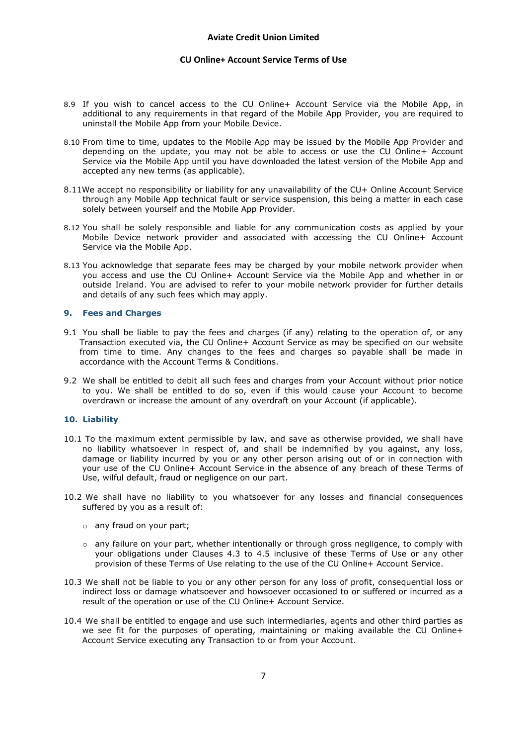8.9 If you wish to cancel access to the CU Online+ Account Service via the Mobile App, in additional to any requirements in that regard of the Mobile App Provider, you are required to uninstall the Mobile App from your Mobile Device.

8.10 From time to time, updates to the Mobile App may be issued by the Mobile App Provider and depending on the update, you may not be able to access or use the CU Online+ Account Service via the Mobile App until you have downloaded the latest version of the Mobile App and accepted any new terms (as applicable).

8.11 We accept no responsibility or liability for any unavailability of the CU+ Online Account Service through any Mobile App technical fault or service suspension, this being a matter in each case solely between yourself and the Mobile App Provider.

8.12 You shall be solely responsible and liable for any communication costs as applied by your Mobile Device network provider and associated with accessing the CU Online+ Account Service via the Mobile App.

8.13 You acknowledge that separate fees may be charged by your mobile network provider when you access and use the CU Online+ Account Service via the Mobile App and whether in or outside Ireland. You are advised to refer to your mobile network provider for further details and details of any such fees which may apply.

## 9. Fees and Charges

9.1 You shall be liable to pay the fees and charges (if any) relating to the operation of, or any Transaction executed via, the CU Online+ Account Service as may be specified on our website from time to time. Any changes to the fees and charges so payable shall be made in accordance with the Account Terms & Conditions.

9.2 We shall be entitled to debit all such fees and charges from your Account without prior notice to you. We shall be entitled to do so, even if this would cause your Account to become overdrawn or increase the amount of any overdraft on your Account (if applicable).

## 10. Liability

10.1 To the maximum extent permissible by law, and save as otherwise provided, we shall have no liability whatsoever in respect of, and shall be indemnified by you against, any loss, damage or liability incurred by you or any other person arising out of or in connection with your use of the CU Online+ Account Service in the absence of any breach of these Terms of Use, wilful default, fraud or negligence on our part.

10.2 We shall have no liability to you whatsoever for any losses and financial consequences suffered by you as a result of:

- any fraud on your part;
- any failure on your part, whether intentionally or through gross negligence, to comply with your obligations under Clauses 4.3 to 4.5 inclusive of these Terms of Use or any other provision of these Terms of Use relating to the use of the CU Online+ Account Service.

10.3 We shall not be liable to you or any other person for any loss of profit, consequential loss or indirect loss or damage whatsoever and howsoever occasioned to or suffered or incurred as a result of the operation or use of the CU Online+ Account Service.

10.4 We shall be entitled to engage and use such intermediaries, agents and other third parties as we see fit for the purposes of operating, maintaining or making available the CU Online+ Account Service executing any Transaction to or from your Account.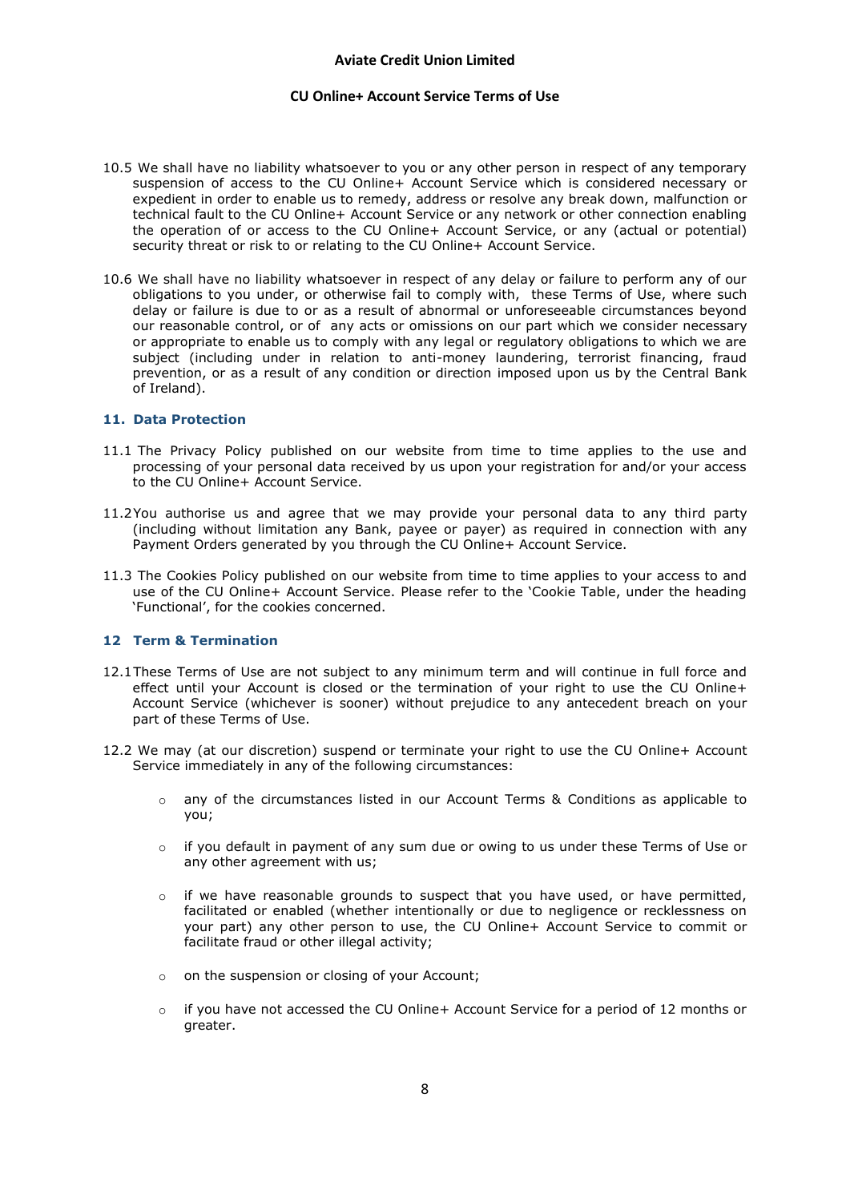10.5 We shall have no liability whatsoever to you or any other person in respect of any temporary suspension of access to the CU Online+ Account Service which is considered necessary or expedient in order to enable us to remedy, address or resolve any break down, malfunction or technical fault to the CU Online+ Account Service or any network or other connection enabling the operation of or access to the CU Online+ Account Service, or any (actual or potential) security threat or risk to or relating to the CU Online+ Account Service.

10.6 We shall have no liability whatsoever in respect of any delay or failure to perform any of our obligations to you under, or otherwise fail to comply with, these Terms of Use, where such delay or failure is due to or as a result of abnormal or unforeseeable circumstances beyond our reasonable control, or of any acts or omissions on our part which we consider necessary or appropriate to enable us to comply with any legal or regulatory obligations to which we are subject (including under in relation to anti-money laundering, terrorist financing, fraud prevention, or as a result of any condition or direction imposed upon us by the Central Bank of Ireland).

### 11. Data Protection

11.1 The Privacy Policy published on our website from time to time applies to the use and processing of your personal data received by us upon your registration for and/or your access to the CU Online+ Account Service.

11.2 You authorise us and agree that we may provide your personal data to any third party (including without limitation any Bank, payee or payer) as required in connection with any Payment Orders generated by you through the CU Online+ Account Service.

11.3 The Cookies Policy published on our website from time to time applies to your access to and use of the CU Online+ Account Service. Please refer to the 'Cookie Table, under the heading 'Functional', for the cookies concerned.

### 12 Term & Termination

12.1 These Terms of Use are not subject to any minimum term and will continue in full force and effect until your Account is closed or the termination of your right to use the CU Online+ Account Service (whichever is sooner) without prejudice to any antecedent breach on your part of these Terms of Use.

12.2 We may (at our discretion) suspend or terminate your right to use the CU Online+ Account Service immediately in any of the following circumstances:

- any of the circumstances listed in our Account Terms & Conditions as applicable to you;
- if you default in payment of any sum due or owing to us under these Terms of Use or any other agreement with us;
- if we have reasonable grounds to suspect that you have used, or have permitted, facilitated or enabled (whether intentionally or due to negligence or recklessness on your part) any other person to use, the CU Online+ Account Service to commit or facilitate fraud or other illegal activity;
- on the suspension or closing of your Account;
- if you have not accessed the CU Online+ Account Service for a period of 12 months or greater.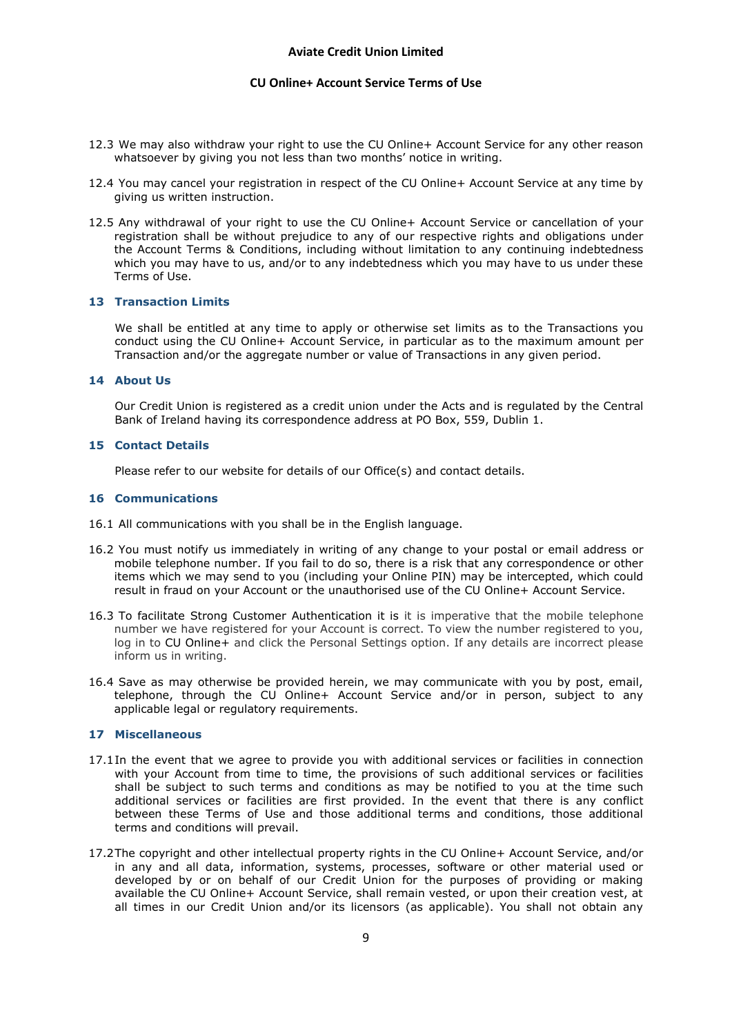12.3 We may also withdraw your right to use the CU Online+ Account Service for any other reason whatsoever by giving you not less than two months' notice in writing.

12.4 You may cancel your registration in respect of the CU Online+ Account Service at any time by giving us written instruction.

12.5 Any withdrawal of your right to use the CU Online+ Account Service or cancellation of your registration shall be without prejudice to any of our respective rights and obligations under the Account Terms & Conditions, including without limitation to any continuing indebtedness which you may have to us, and/or to any indebtedness which you may have to us under these Terms of Use.

## 13 Transaction Limits

We shall be entitled at any time to apply or otherwise set limits as to the Transactions you conduct using the CU Online+ Account Service, in particular as to the maximum amount per Transaction and/or the aggregate number or value of Transactions in any given period.

## 14 About Us

Our Credit Union is registered as a credit union under the Acts and is regulated by the Central Bank of Ireland having its correspondence address at PO Box, 559, Dublin 1.

## 15 Contact Details

Please refer to our website for details of our Office(s) and contact details.

## 16 Communications

16.1 All communications with you shall be in the English language.

16.2 You must notify us immediately in writing of any change to your postal or email address or mobile telephone number. If you fail to do so, there is a risk that any correspondence or other items which we may send to you (including your Online PIN) may be intercepted, which could result in fraud on your Account or the unauthorised use of the CU Online+ Account Service.

16.3 To facilitate Strong Customer Authentication it is it is imperative that the mobile telephone number we have registered for your Account is correct. To view the number registered to you, log in to CU Online+ and click the Personal Settings option. If any details are incorrect please inform us in writing.

16.4 Save as may otherwise be provided herein, we may communicate with you by post, email, telephone, through the CU Online+ Account Service and/or in person, subject to any applicable legal or regulatory requirements.

## 17 Miscellaneous

17.1 In the event that we agree to provide you with additional services or facilities in connection with your Account from time to time, the provisions of such additional services or facilities shall be subject to such terms and conditions as may be notified to you at the time such additional services or facilities are first provided. In the event that there is any conflict between these Terms of Use and those additional terms and conditions, those additional terms and conditions will prevail.

17.2 The copyright and other intellectual property rights in the CU Online+ Account Service, and/or in any and all data, information, systems, processes, software or other material used or developed by or on behalf of our Credit Union for the purposes of providing or making available the CU Online+ Account Service, shall remain vested, or upon their creation vest, at all times in our Credit Union and/or its licensors (as applicable). You shall not obtain any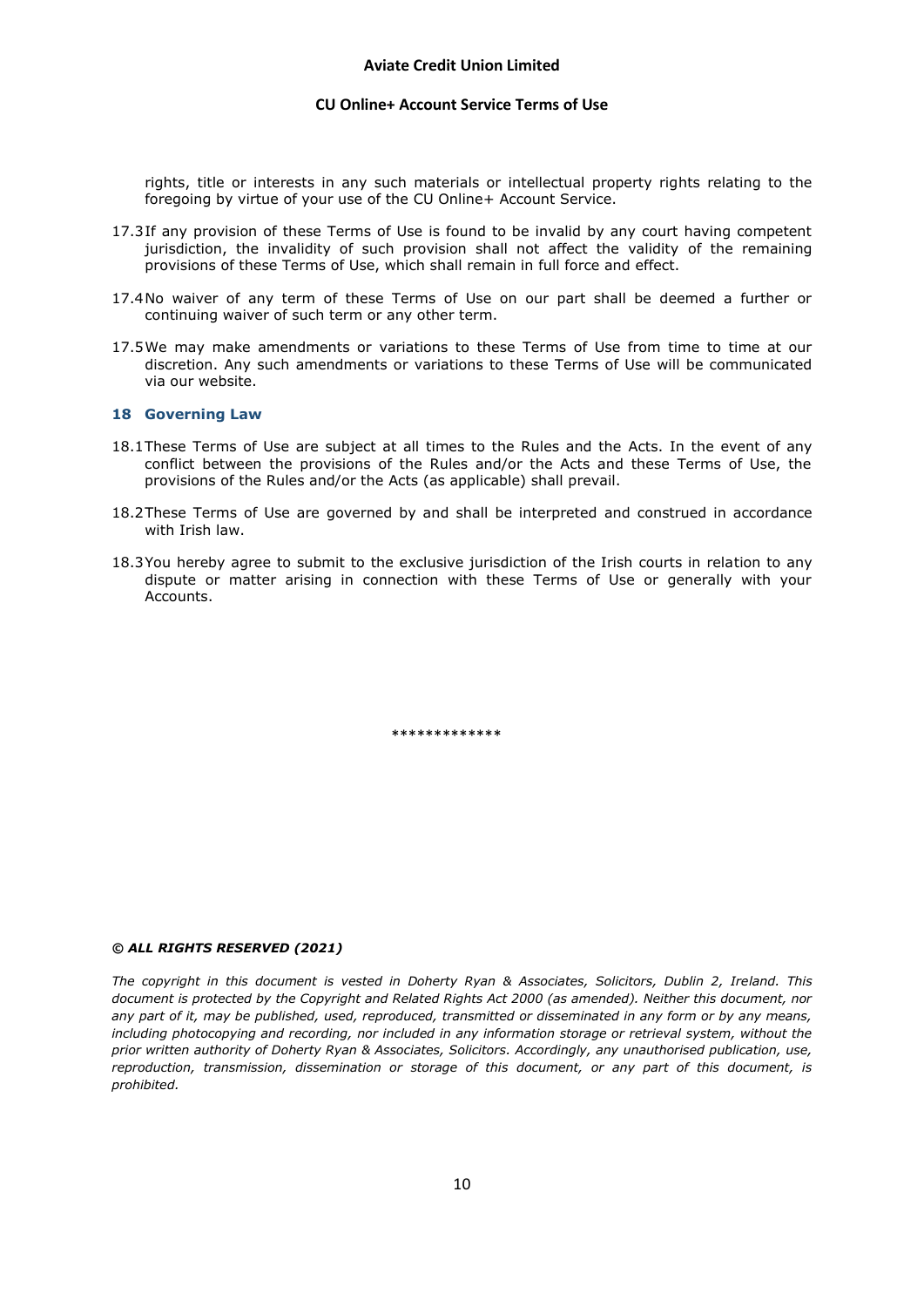rights, title or interests in any such materials or intellectual property rights relating to the foregoing by virtue of your use of the CU Online+ Account Service.

17.3 If any provision of these Terms of Use is found to be invalid by any court having competent jurisdiction, the invalidity of such provision shall not affect the validity of the remaining provisions of these Terms of Use, which shall remain in full force and effect.

17.4 No waiver of any term of these Terms of Use on our part shall be deemed a further or continuing waiver of such term or any other term.

17.5 We may make amendments or variations to these Terms of Use from time to time at our discretion. Any such amendments or variations to these Terms of Use will be communicated via our website.

## 18 Governing Law

18.1 These Terms of Use are subject at all times to the Rules and the Acts. In the event of any conflict between the provisions of the Rules and/or the Acts and these Terms of Use, the provisions of the Rules and/or the Acts (as applicable) shall prevail.

18.2 These Terms of Use are governed by and shall be interpreted and construed in accordance with Irish law.

18.3 You hereby agree to submit to the exclusive jurisdiction of the Irish courts in relation to any dispute or matter arising in connection with these Terms of Use or generally with your Accounts.

*************

***© ALL RIGHTS RESERVED (2021)***

*The copyright in this document is vested in Doherty Ryan & Associates, Solicitors, Dublin 2, Ireland. This document is protected by the Copyright and Related Rights Act 2000 (as amended). Neither this document, nor any part of it, may be published, used, reproduced, transmitted or disseminated in any form or by any means, including photocopying and recording, nor included in any information storage or retrieval system, without the prior written authority of Doherty Ryan & Associates, Solicitors. Accordingly, any unauthorised publication, use, reproduction, transmission, dissemination or storage of this document, or any part of this document, is prohibited.*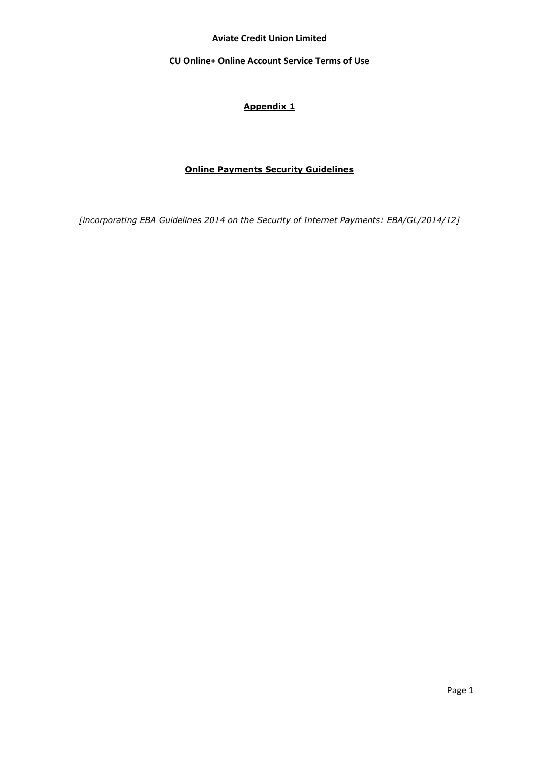**Aviate Credit Union Limited**

**CU Online+ Online Account Service Terms of Use**

# Appendix 1

## Online Payments Security Guidelines

*[incorporating EBA Guidelines 2014 on the Security of Internet Payments: EBA/GL/2014/12]*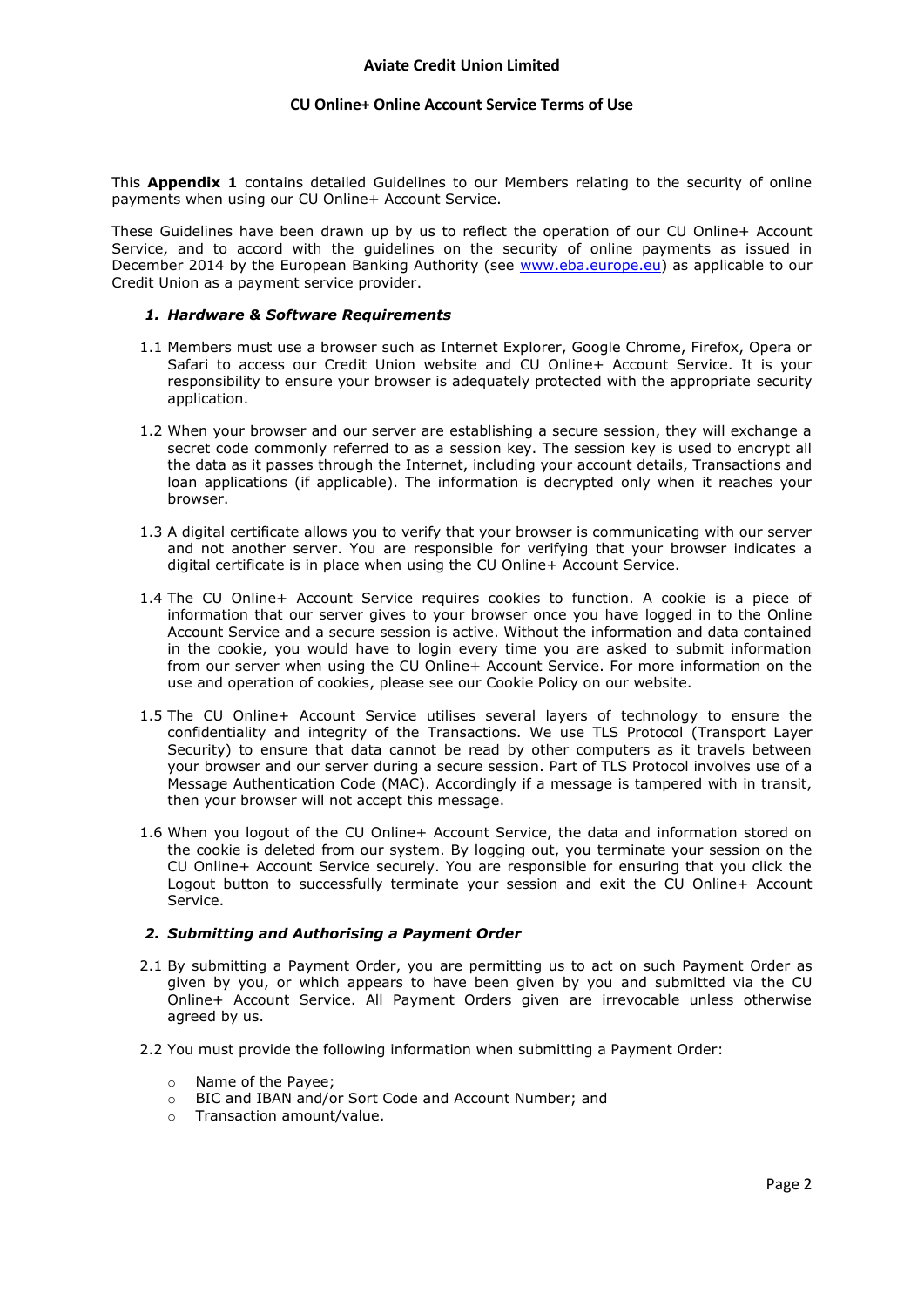This **Appendix 1** contains detailed Guidelines to our Members relating to the security of online payments when using our CU Online+ Account Service.

These Guidelines have been drawn up by us to reflect the operation of our CU Online+ Account Service, and to accord with the guidelines on the security of online payments as issued in December 2014 by the European Banking Authority (see www.eba.europe.eu) as applicable to our Credit Union as a payment service provider.

### 1. *Hardware & Software Requirements*

1.1 Members must use a browser such as Internet Explorer, Google Chrome, Firefox, Opera or Safari to access our Credit Union website and CU Online+ Account Service. It is your responsibility to ensure your browser is adequately protected with the appropriate security application.

1.2 When your browser and our server are establishing a secure session, they will exchange a secret code commonly referred to as a session key. The session key is used to encrypt all the data as it passes through the Internet, including your account details, Transactions and loan applications (if applicable). The information is decrypted only when it reaches your browser.

1.3 A digital certificate allows you to verify that your browser is communicating with our server and not another server. You are responsible for verifying that your browser indicates a digital certificate is in place when using the CU Online+ Account Service.

1.4 The CU Online+ Account Service requires cookies to function. A cookie is a piece of information that our server gives to your browser once you have logged in to the Online Account Service and a secure session is active. Without the information and data contained in the cookie, you would have to login every time you are asked to submit information from our server when using the CU Online+ Account Service. For more information on the use and operation of cookies, please see our Cookie Policy on our website.

1.5 The CU Online+ Account Service utilises several layers of technology to ensure the confidentiality and integrity of the Transactions. We use TLS Protocol (Transport Layer Security) to ensure that data cannot be read by other computers as it travels between your browser and our server during a secure session. Part of TLS Protocol involves use of a Message Authentication Code (MAC). Accordingly if a message is tampered with in transit, then your browser will not accept this message.

1.6 When you logout of the CU Online+ Account Service, the data and information stored on the cookie is deleted from our system. By logging out, you terminate your session on the CU Online+ Account Service securely. You are responsible for ensuring that you click the Logout button to successfully terminate your session and exit the CU Online+ Account Service.

### 2. *Submitting and Authorising a Payment Order*

2.1 By submitting a Payment Order, you are permitting us to act on such Payment Order as given by you, or which appears to have been given by you and submitted via the CU Online+ Account Service. All Payment Orders given are irrevocable unless otherwise agreed by us.

2.2 You must provide the following information when submitting a Payment Order:

- Name of the Payee;
- BIC and IBAN and/or Sort Code and Account Number; and
- Transaction amount/value.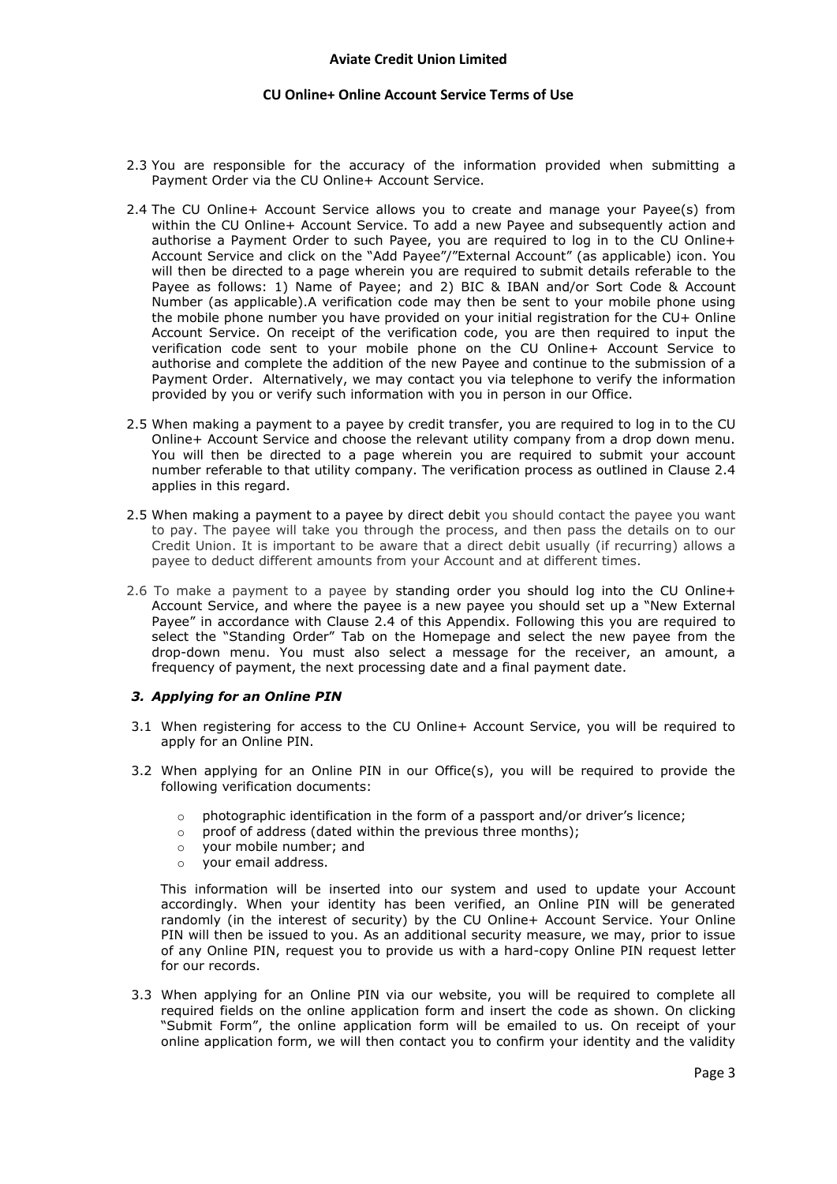2.3 You are responsible for the accuracy of the information provided when submitting a Payment Order via the CU Online+ Account Service.

2.4 The CU Online+ Account Service allows you to create and manage your Payee(s) from within the CU Online+ Account Service. To add a new Payee and subsequently action and authorise a Payment Order to such Payee, you are required to log in to the CU Online+ Account Service and click on the "Add Payee"/"External Account" (as applicable) icon. You will then be directed to a page wherein you are required to submit details referable to the Payee as follows: 1) Name of Payee; and 2) BIC & IBAN and/or Sort Code & Account Number (as applicable).A verification code may then be sent to your mobile phone using the mobile phone number you have provided on your initial registration for the CU+ Online Account Service. On receipt of the verification code, you are then required to input the verification code sent to your mobile phone on the CU Online+ Account Service to authorise and complete the addition of the new Payee and continue to the submission of a Payment Order. Alternatively, we may contact you via telephone to verify the information provided by you or verify such information with you in person in our Office.

2.5 When making a payment to a payee by credit transfer, you are required to log in to the CU Online+ Account Service and choose the relevant utility company from a drop down menu. You will then be directed to a page wherein you are required to submit your account number referable to that utility company. The verification process as outlined in Clause 2.4 applies in this regard.

2.5 When making a payment to a payee by direct debit you should contact the payee you want to pay. The payee will take you through the process, and then pass the details on to our Credit Union. It is important to be aware that a direct debit usually (if recurring) allows a payee to deduct different amounts from your Account and at different times.

2.6 To make a payment to a payee by standing order you should log into the CU Online+ Account Service, and where the payee is a new payee you should set up a "New External Payee" in accordance with Clause 2.4 of this Appendix. Following this you are required to select the "Standing Order" Tab on the Homepage and select the new payee from the drop-down menu. You must also select a message for the receiver, an amount, a frequency of payment, the next processing date and a final payment date.

### *3. Applying for an Online PIN*

3.1 When registering for access to the CU Online+ Account Service, you will be required to apply for an Online PIN.

3.2 When applying for an Online PIN in our Office(s), you will be required to provide the following verification documents:

- photographic identification in the form of a passport and/or driver's licence;
- proof of address (dated within the previous three months);
- your mobile number; and
- your email address.

This information will be inserted into our system and used to update your Account accordingly. When your identity has been verified, an Online PIN will be generated randomly (in the interest of security) by the CU Online+ Account Service. Your Online PIN will then be issued to you. As an additional security measure, we may, prior to issue of any Online PIN, request you to provide us with a hard-copy Online PIN request letter for our records.

3.3 When applying for an Online PIN via our website, you will be required to complete all required fields on the online application form and insert the code as shown. On clicking "Submit Form", the online application form will be emailed to us. On receipt of your online application form, we will then contact you to confirm your identity and the validity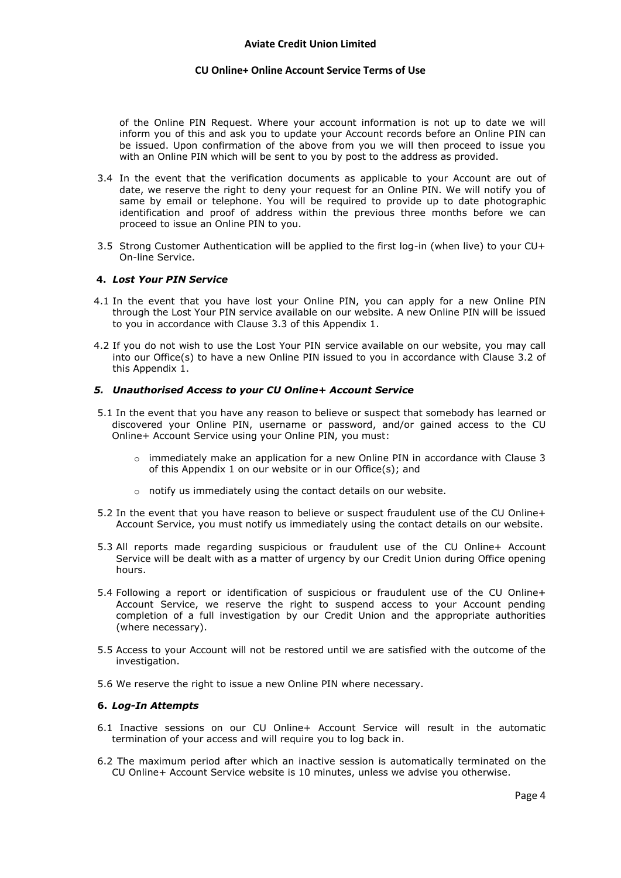of the Online PIN Request. Where your account information is not up to date we will inform you of this and ask you to update your Account records before an Online PIN can be issued. Upon confirmation of the above from you we will then proceed to issue you with an Online PIN which will be sent to you by post to the address as provided.

3.4 In the event that the verification documents as applicable to your Account are out of date, we reserve the right to deny your request for an Online PIN. We will notify you of same by email or telephone. You will be required to provide up to date photographic identification and proof of address within the previous three months before we can proceed to issue an Online PIN to you.

3.5 Strong Customer Authentication will be applied to the first log-in (when live) to your CU+ On-line Service.

#### 4. *Lost Your PIN Service*

4.1 In the event that you have lost your Online PIN, you can apply for a new Online PIN through the Lost Your PIN service available on our website. A new Online PIN will be issued to you in accordance with Clause 3.3 of this Appendix 1.

4.2 If you do not wish to use the Lost Your PIN service available on our website, you may call into our Office(s) to have a new Online PIN issued to you in accordance with Clause 3.2 of this Appendix 1.

#### *5. Unauthorised Access to your CU Online+ Account Service*

5.1 In the event that you have any reason to believe or suspect that somebody has learned or discovered your Online PIN, username or password, and/or gained access to the CU Online+ Account Service using your Online PIN, you must:

- immediately make an application for a new Online PIN in accordance with Clause 3 of this Appendix 1 on our website or in our Office(s); and
- notify us immediately using the contact details on our website.

5.2 In the event that you have reason to believe or suspect fraudulent use of the CU Online+ Account Service, you must notify us immediately using the contact details on our website.

5.3 All reports made regarding suspicious or fraudulent use of the CU Online+ Account Service will be dealt with as a matter of urgency by our Credit Union during Office opening hours.

5.4 Following a report or identification of suspicious or fraudulent use of the CU Online+ Account Service, we reserve the right to suspend access to your Account pending completion of a full investigation by our Credit Union and the appropriate authorities (where necessary).

5.5 Access to your Account will not be restored until we are satisfied with the outcome of the investigation.

5.6 We reserve the right to issue a new Online PIN where necessary.

#### 6. *Log-In Attempts*

6.1 Inactive sessions on our CU Online+ Account Service will result in the automatic termination of your access and will require you to log back in.

6.2 The maximum period after which an inactive session is automatically terminated on the CU Online+ Account Service website is 10 minutes, unless we advise you otherwise.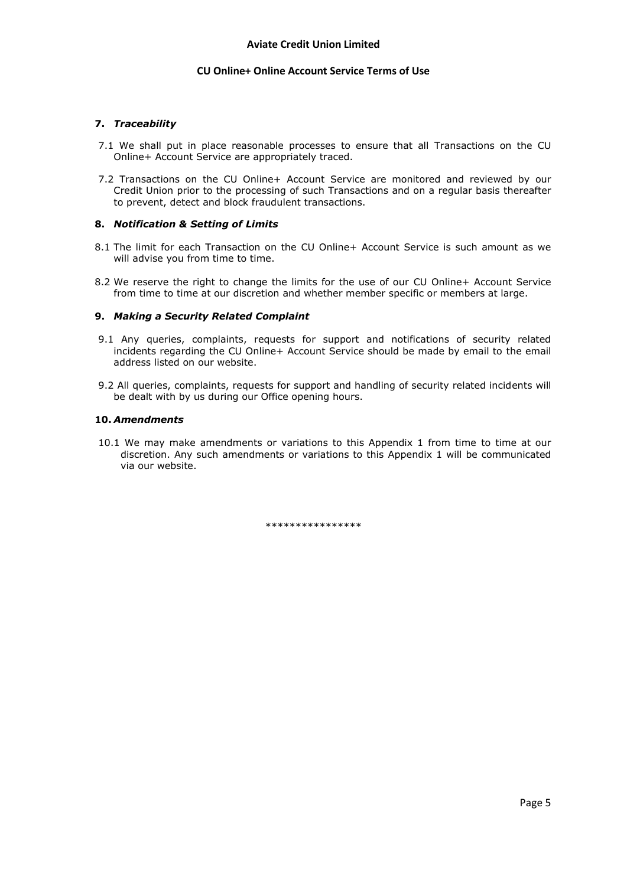**7.** ***Traceability***

7.1 We shall put in place reasonable processes to ensure that all Transactions on the CU Online+ Account Service are appropriately traced.

7.2 Transactions on the CU Online+ Account Service are monitored and reviewed by our Credit Union prior to the processing of such Transactions and on a regular basis thereafter to prevent, detect and block fraudulent transactions.

**8.** ***Notification & Setting of Limits***

8.1 The limit for each Transaction on the CU Online+ Account Service is such amount as we will advise you from time to time.

8.2 We reserve the right to change the limits for the use of our CU Online+ Account Service from time to time at our discretion and whether member specific or members at large.

**9.** ***Making a Security Related Complaint***

9.1 Any queries, complaints, requests for support and notifications of security related incidents regarding the CU Online+ Account Service should be made by email to the email address listed on our website.

9.2 All queries, complaints, requests for support and handling of security related incidents will be dealt with by us during our Office opening hours.

**10.** ***Amendments***

10.1 We may make amendments or variations to this Appendix 1 from time to time at our discretion. Any such amendments or variations to this Appendix 1 will be communicated via our website.

****************